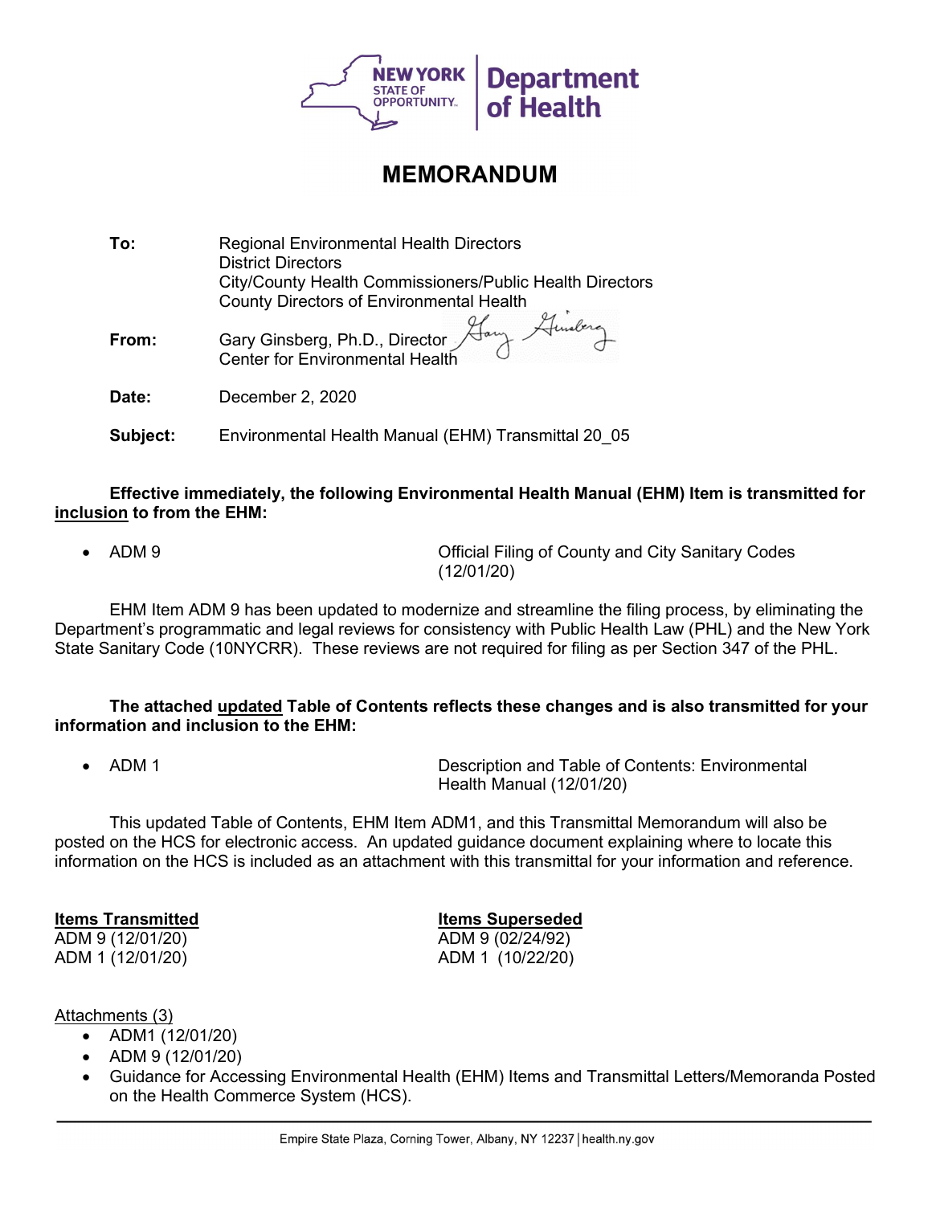NEW YORK STATE OF OPPORTUNITY. | Department of Health

# MEMORANDUM

**To:** Regional Environmental Health Directors
District Directors
City/County Health Commissioners/Public Health Directors
County Directors of Environmental Health

**From:** Gary Ginsberg, Ph.D., Director
Center for Environmental Health

**Date:** December 2, 2020

**Subject:** Environmental Health Manual (EHM) Transmittal 20_05

**Effective immediately, the following Environmental Health Manual (EHM) Item is transmitted for <u>inclusion</u> to from the EHM:**

- ADM 9 — Official Filing of County and City Sanitary Codes (12/01/20)

EHM Item ADM 9 has been updated to modernize and streamline the filing process, by eliminating the Department's programmatic and legal reviews for consistency with Public Health Law (PHL) and the New York State Sanitary Code (10NYCRR). These reviews are not required for filing as per Section 347 of the PHL.

**The attached <u>updated</u> Table of Contents reflects these changes and is also transmitted for your information and inclusion to the EHM:**

- ADM 1 — Description and Table of Contents: Environmental Health Manual (12/01/20)

This updated Table of Contents, EHM Item ADM1, and this Transmittal Memorandum will also be posted on the HCS for electronic access. An updated guidance document explaining where to locate this information on the HCS is included as an attachment with this transmittal for your information and reference.

| **Items Transmitted** | **Items Superseded** |
|---|---|
| ADM 9 (12/01/20) | ADM 9 (02/24/92) |
| ADM 1 (12/01/20) | ADM 1 (10/22/20) |

<u>Attachments (3)</u>

- ADM1 (12/01/20)
- ADM 9 (12/01/20)
- Guidance for Accessing Environmental Health (EHM) Items and Transmittal Letters/Memoranda Posted on the Health Commerce System (HCS).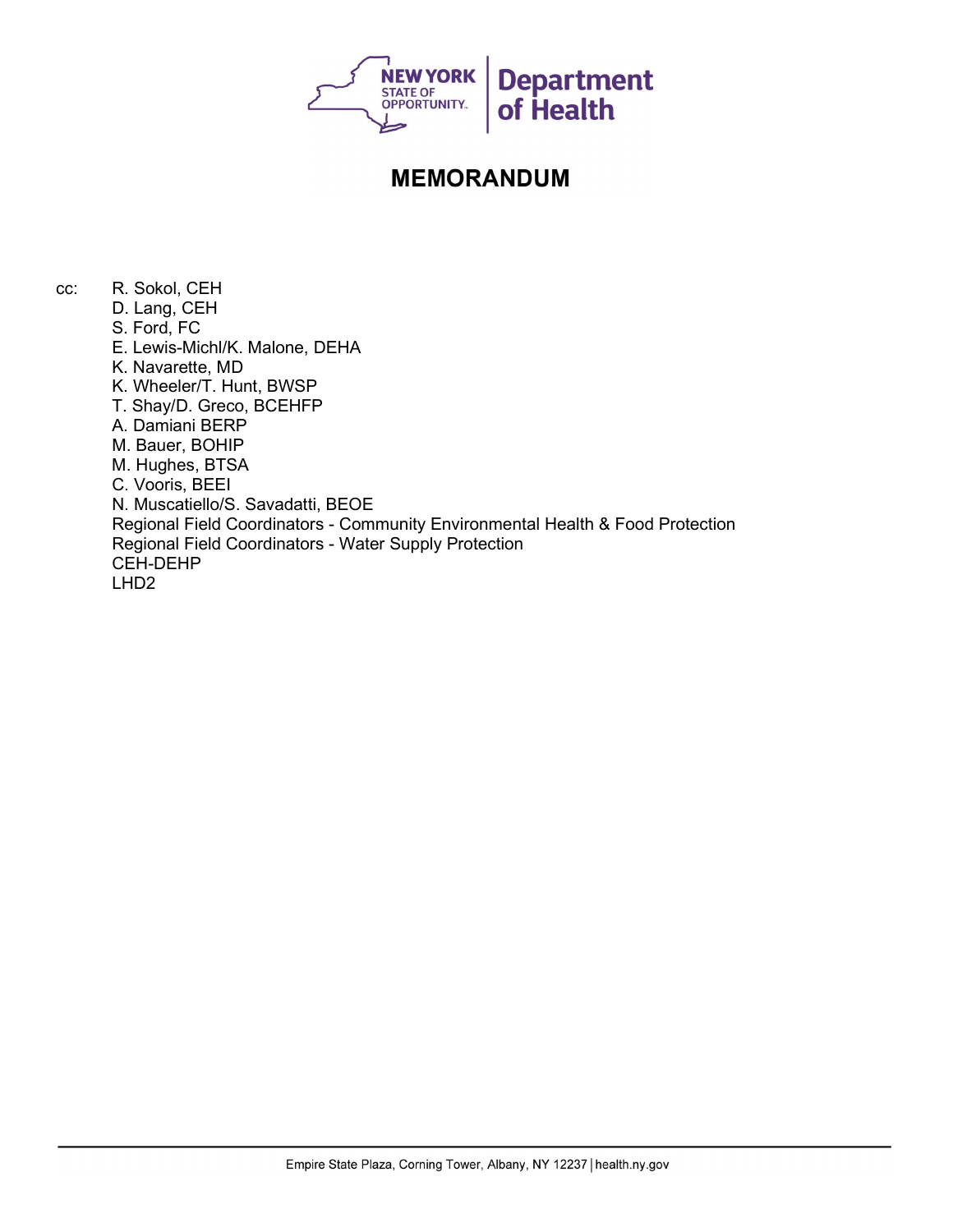# MEMORANDUM

cc: R. Sokol, CEH
D. Lang, CEH
S. Ford, FC
E. Lewis-Michl/K. Malone, DEHA
K. Navarette, MD
K. Wheeler/T. Hunt, BWSP
T. Shay/D. Greco, BCEHFP
A. Damiani BERP
M. Bauer, BOHIP
M. Hughes, BTSA
C. Vooris, BEEI
N. Muscatiello/S. Savadatti, BEOE
Regional Field Coordinators - Community Environmental Health & Food Protection
Regional Field Coordinators - Water Supply Protection
CEH-DEHP
LHD2